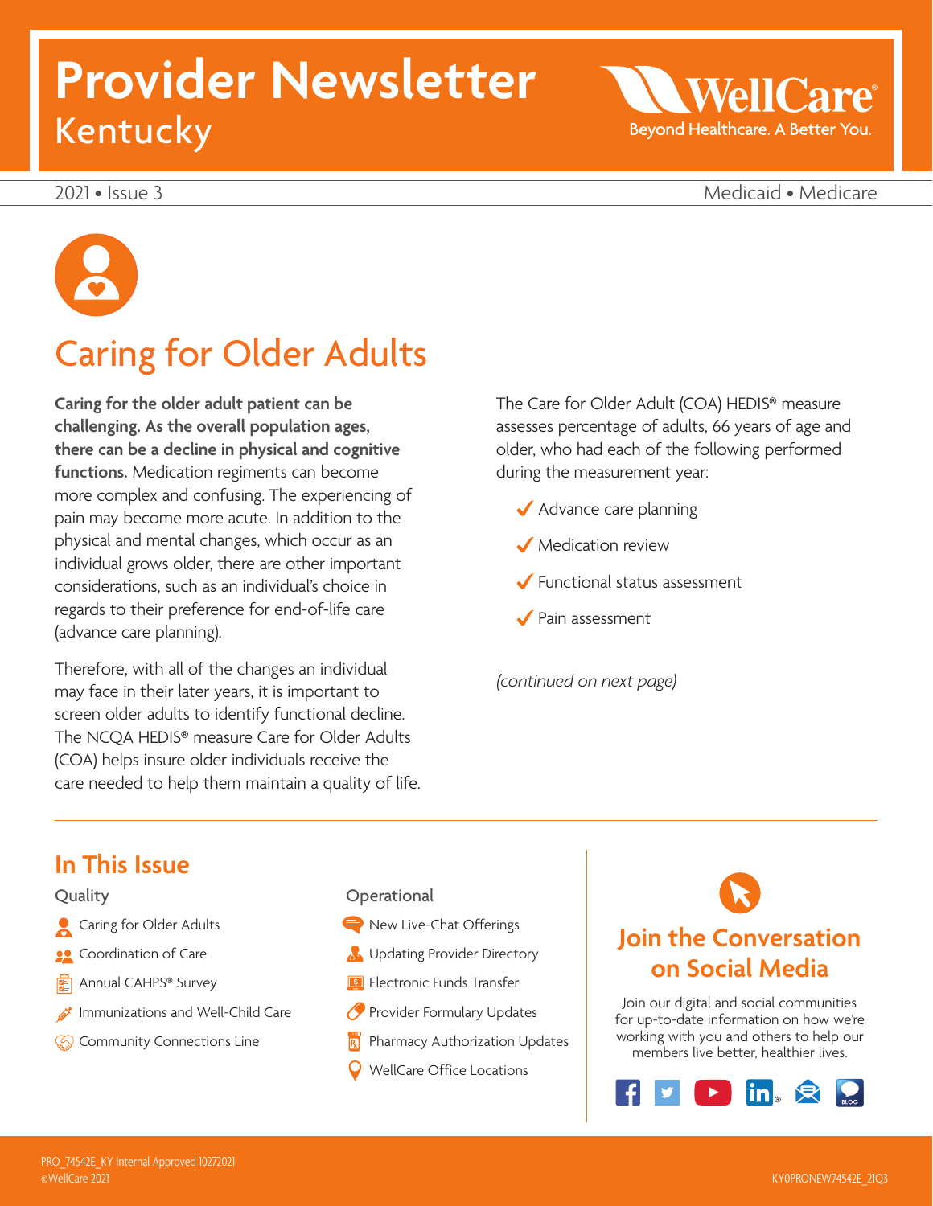# Provider Newsletter
## Kentucky

WellCare — Beyond Healthcare. A Better You.

2021 • Issue 3 — Medicaid • Medicare

## Caring for Older Adults

**Caring for the older adult patient can be challenging. As the overall population ages, there can be a decline in physical and cognitive functions.** Medication regiments can become more complex and confusing. The experiencing of pain may become more acute. In addition to the physical and mental changes, which occur as an individual grows older, there are other important considerations, such as an individual's choice in regards to their preference for end-of-life care (advance care planning).

Therefore, with all of the changes an individual may face in their later years, it is important to screen older adults to identify functional decline. The NCQA HEDIS® measure Care for Older Adults (COA) helps insure older individuals receive the care needed to help them maintain a quality of life.

The Care for Older Adult (COA) HEDIS® measure assesses percentage of adults, 66 years of age and older, who had each of the following performed during the measurement year:

- ✔ Advance care planning
- ✔ Medication review
- ✔ Functional status assessment
- ✔ Pain assessment

*(continued on next page)*

## In This Issue

**Quality**
- Caring for Older Adults
- Coordination of Care
- Annual CAHPS® Survey
- Immunizations and Well-Child Care
- Community Connections Line

**Operational**
- New Live-Chat Offerings
- Updating Provider Directory
- Electronic Funds Transfer
- Provider Formulary Updates
- Pharmacy Authorization Updates
- WellCare Office Locations

## Join the Conversation on Social Media

Join our digital and social communities for up-to-date information on how we're working with you and others to help our members live better, healthier lives.

PRO_74542E_KY Internal Approved 10272021
©WellCare 2021

KY0PRONEW74542E_21Q3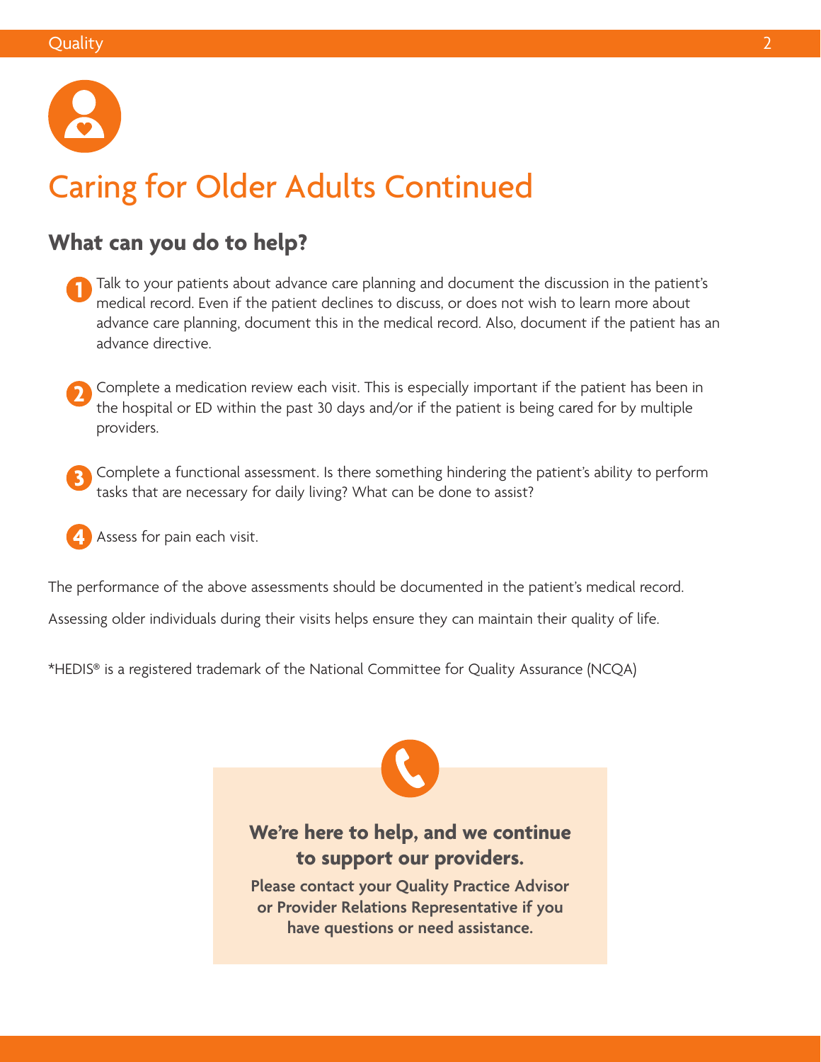# Caring for Older Adults Continued

## What can you do to help?

1. Talk to your patients about advance care planning and document the discussion in the patient's medical record. Even if the patient declines to discuss, or does not wish to learn more about advance care planning, document this in the medical record. Also, document if the patient has an advance directive.

2. Complete a medication review each visit. This is especially important if the patient has been in the hospital or ED within the past 30 days and/or if the patient is being cared for by multiple providers.

3. Complete a functional assessment. Is there something hindering the patient's ability to perform tasks that are necessary for daily living? What can be done to assist?

4. Assess for pain each visit.

The performance of the above assessments should be documented in the patient's medical record.

Assessing older individuals during their visits helps ensure they can maintain their quality of life.

*HEDIS® is a registered trademark of the National Committee for Quality Assurance (NCQA)

**We're here to help, and we continue to support our providers.**

**Please contact your Quality Practice Advisor or Provider Relations Representative if you have questions or need assistance.**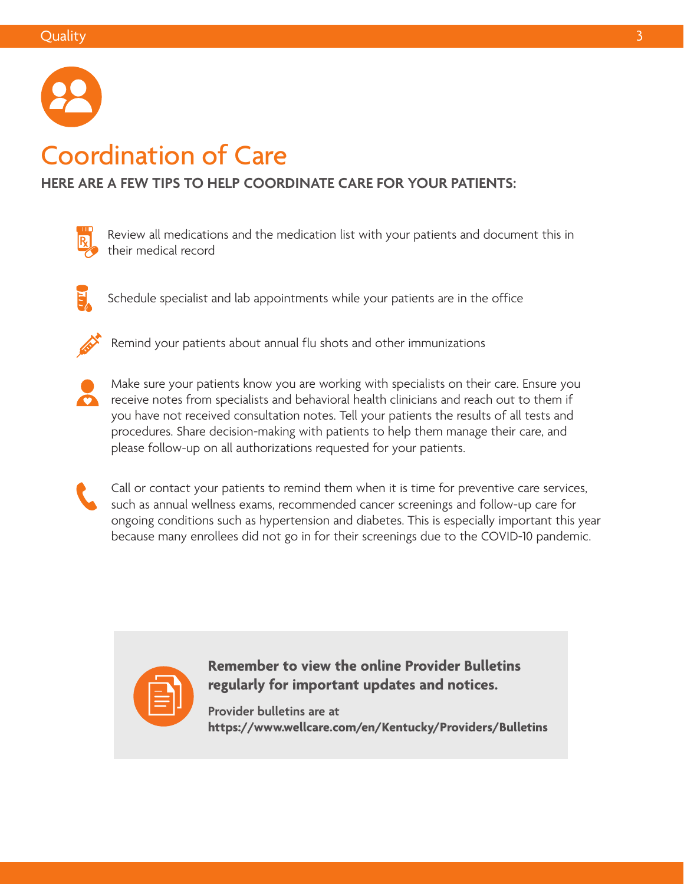# Coordination of Care

**HERE ARE A FEW TIPS TO HELP COORDINATE CARE FOR YOUR PATIENTS:**

- Review all medications and the medication list with your patients and document this in their medical record
- Schedule specialist and lab appointments while your patients are in the office
- Remind your patients about annual flu shots and other immunizations
- Make sure your patients know you are working with specialists on their care. Ensure you receive notes from specialists and behavioral health clinicians and reach out to them if you have not received consultation notes. Tell your patients the results of all tests and procedures. Share decision-making with patients to help them manage their care, and please follow-up on all authorizations requested for your patients.
- Call or contact your patients to remind them when it is time for preventive care services, such as annual wellness exams, recommended cancer screenings and follow-up care for ongoing conditions such as hypertension and diabetes. This is especially important this year because many enrollees did not go in for their screenings due to the COVID-10 pandemic.

**Remember to view the online Provider Bulletins regularly for important updates and notices.**

**Provider bulletins are at**
**https://www.wellcare.com/en/Kentucky/Providers/Bulletins**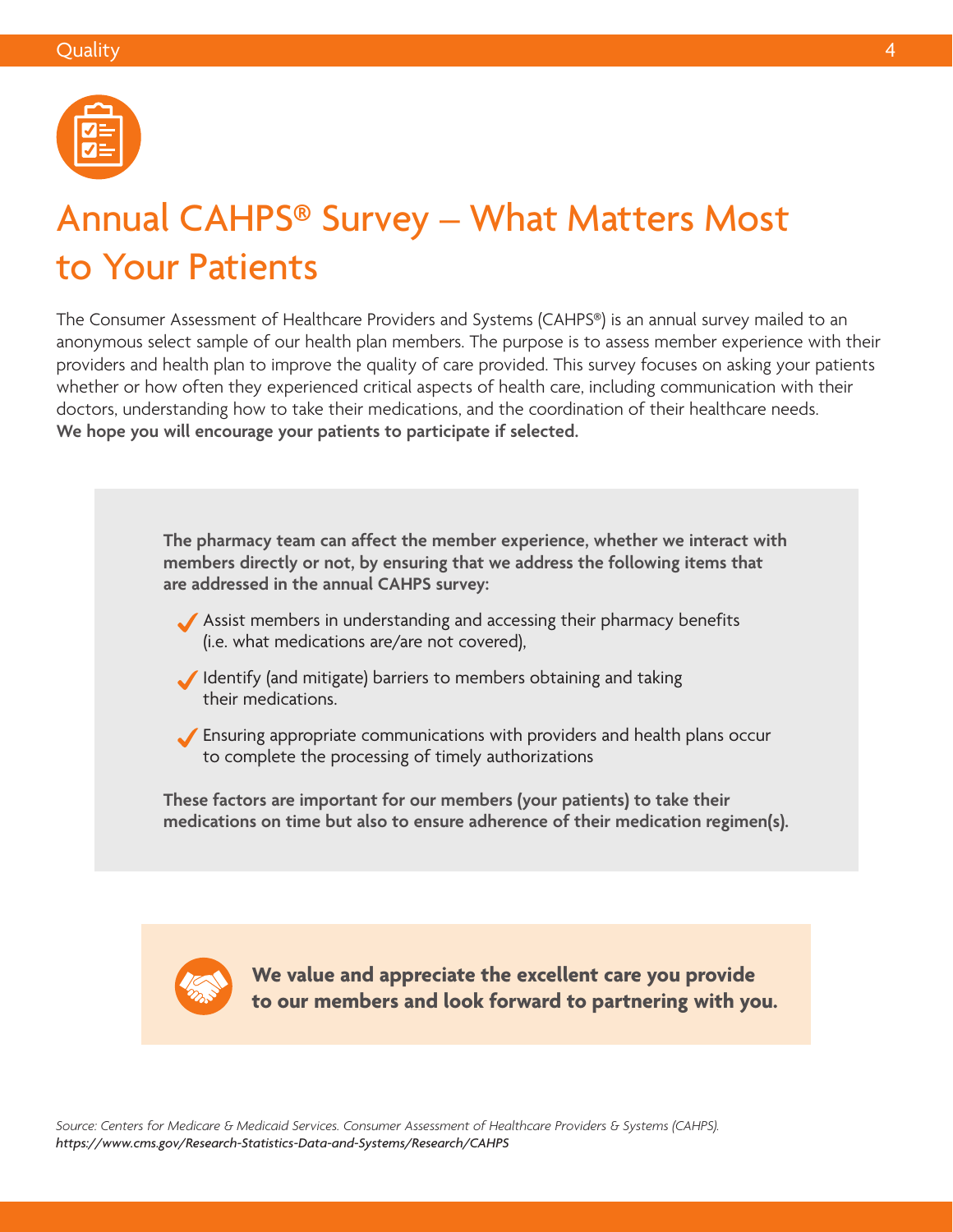# Annual CAHPS® Survey – What Matters Most to Your Patients

The Consumer Assessment of Healthcare Providers and Systems (CAHPS®) is an annual survey mailed to an anonymous select sample of our health plan members. The purpose is to assess member experience with their providers and health plan to improve the quality of care provided. This survey focuses on asking your patients whether or how often they experienced critical aspects of health care, including communication with their doctors, understanding how to take their medications, and the coordination of their healthcare needs. **We hope you will encourage your patients to participate if selected.**

**The pharmacy team can affect the member experience, whether we interact with members directly or not, by ensuring that we address the following items that are addressed in the annual CAHPS survey:**

- ✓ Assist members in understanding and accessing their pharmacy benefits (i.e. what medications are/are not covered),
- ✓ Identify (and mitigate) barriers to members obtaining and taking their medications.
- ✓ Ensuring appropriate communications with providers and health plans occur to complete the processing of timely authorizations

**These factors are important for our members (your patients) to take their medications on time but also to ensure adherence of their medication regimen(s).**

**We value and appreciate the excellent care you provide to our members and look forward to partnering with you.**

*Source: Centers for Medicare & Medicaid Services. Consumer Assessment of Healthcare Providers & Systems (CAHPS).* ***https://www.cms.gov/Research-Statistics-Data-and-Systems/Research/CAHPS***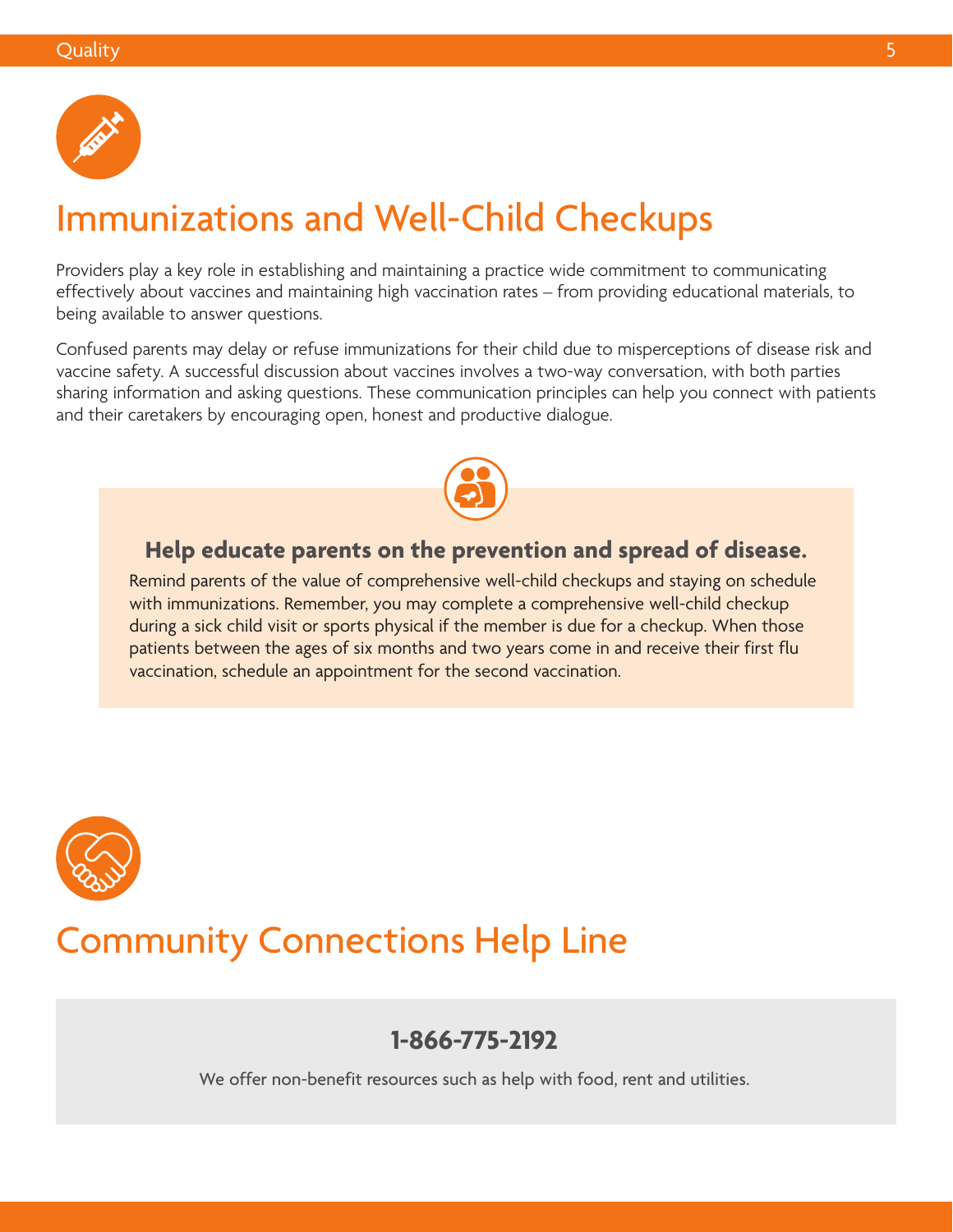# Immunizations and Well-Child Checkups

Providers play a key role in establishing and maintaining a practice wide commitment to communicating effectively about vaccines and maintaining high vaccination rates – from providing educational materials, to being available to answer questions.

Confused parents may delay or refuse immunizations for their child due to misperceptions of disease risk and vaccine safety. A successful discussion about vaccines involves a two-way conversation, with both parties sharing information and asking questions. These communication principles can help you connect with patients and their caretakers by encouraging open, honest and productive dialogue.

### Help educate parents on the prevention and spread of disease.

Remind parents of the value of comprehensive well-child checkups and staying on schedule with immunizations. Remember, you may complete a comprehensive well-child checkup during a sick child visit or sports physical if the member is due for a checkup. When those patients between the ages of six months and two years come in and receive their first flu vaccination, schedule an appointment for the second vaccination.

# Community Connections Help Line

**1-866-775-2192**

We offer non-benefit resources such as help with food, rent and utilities.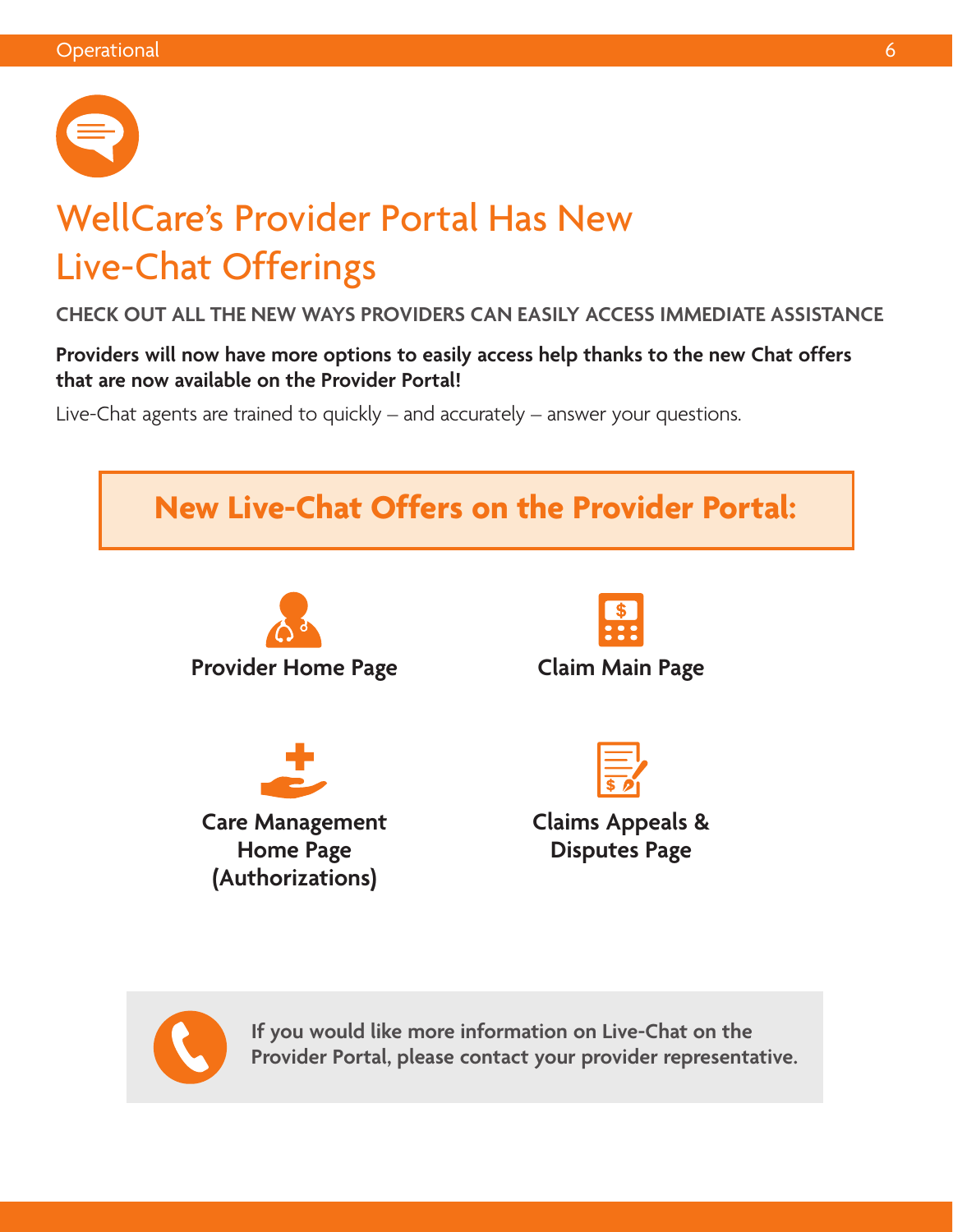# WellCare's Provider Portal Has New Live-Chat Offerings

## CHECK OUT ALL THE NEW WAYS PROVIDERS CAN EASILY ACCESS IMMEDIATE ASSISTANCE

**Providers will now have more options to easily access help thanks to the new Chat offers that are now available on the Provider Portal!**

Live-Chat agents are trained to quickly – and accurately – answer your questions.

### New Live-Chat Offers on the Provider Portal:

- **Provider Home Page**
- **Claim Main Page**
- **Care Management Home Page (Authorizations)**
- **Claims Appeals & Disputes Page**

**If you would like more information on Live-Chat on the Provider Portal, please contact your provider representative.**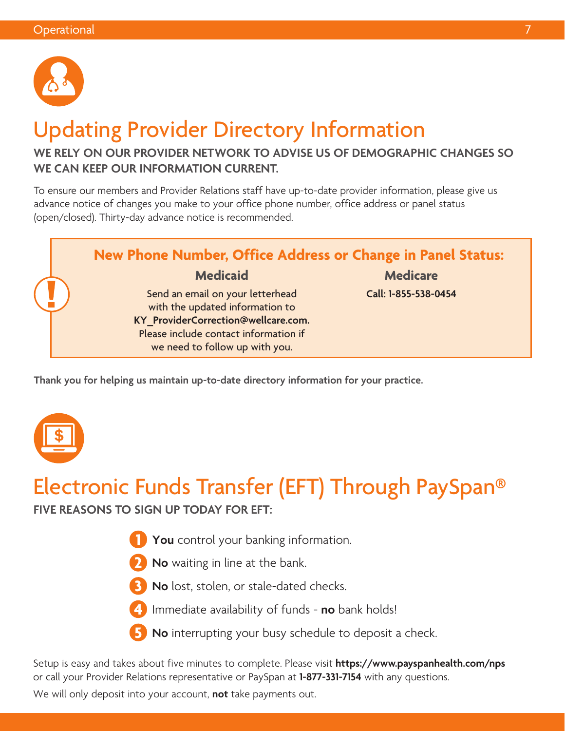# Updating Provider Directory Information

**WE RELY ON OUR PROVIDER NETWORK TO ADVISE US OF DEMOGRAPHIC CHANGES SO WE CAN KEEP OUR INFORMATION CURRENT.**

To ensure our members and Provider Relations staff have up-to-date provider information, please give us advance notice of changes you make to your office phone number, office address or panel status (open/closed). Thirty-day advance notice is recommended.

### New Phone Number, Office Address or Change in Panel Status:

| Medicaid | Medicare |
| --- | --- |
| Send an email on your letterhead with the updated information to **KY_ProviderCorrection@wellcare.com.** Please include contact information if we need to follow up with you. | **Call: 1-855-538-0454** |

**Thank you for helping us maintain up-to-date directory information for your practice.**

# Electronic Funds Transfer (EFT) Through PaySpan®

**FIVE REASONS TO SIGN UP TODAY FOR EFT:**

1. **You** control your banking information.
2. **No** waiting in line at the bank.
3. **No** lost, stolen, or stale-dated checks.
4. Immediate availability of funds - **no** bank holds!
5. **No** interrupting your busy schedule to deposit a check.

Setup is easy and takes about five minutes to complete. Please visit **https://www.payspanhealth.com/nps** or call your Provider Relations representative or PaySpan at **1-877-331-7154** with any questions.

We will only deposit into your account, **not** take payments out.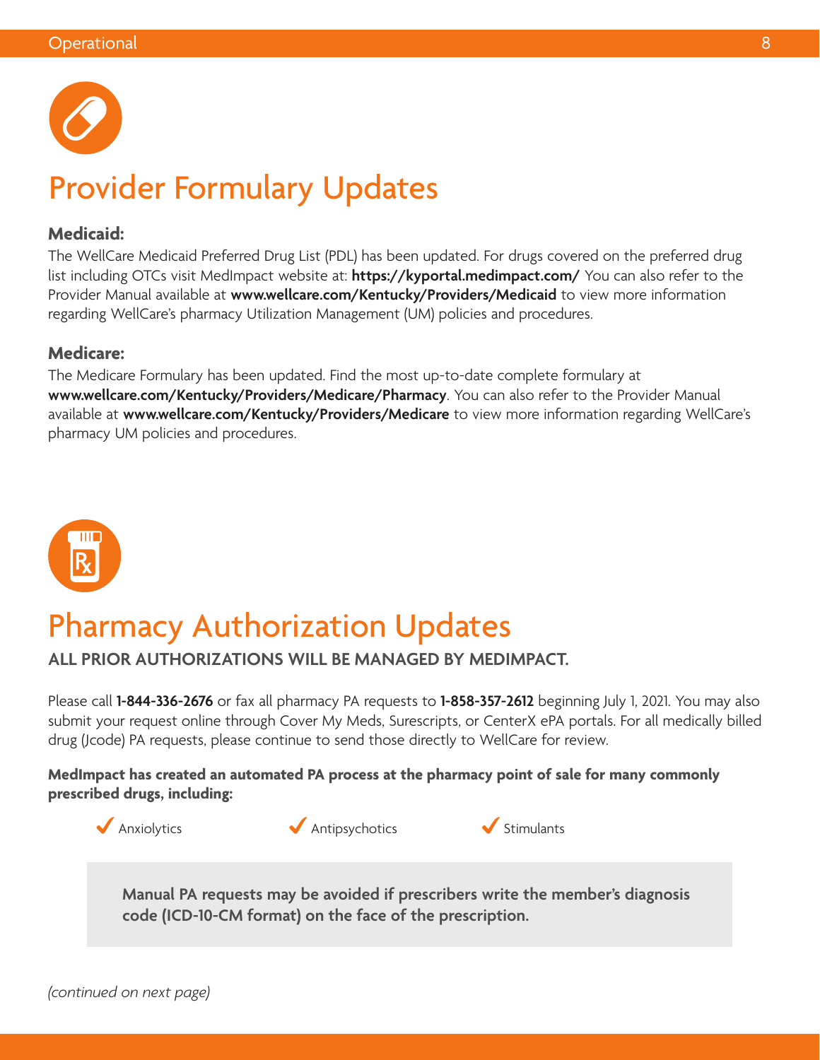# Provider Formulary Updates

**Medicaid:**

The WellCare Medicaid Preferred Drug List (PDL) has been updated. For drugs covered on the preferred drug list including OTCs visit MedImpact website at: **https://kyportal.medimpact.com/** You can also refer to the Provider Manual available at **www.wellcare.com/Kentucky/Providers/Medicaid** to view more information regarding WellCare's pharmacy Utilization Management (UM) policies and procedures.

**Medicare:**

The Medicare Formulary has been updated. Find the most up-to-date complete formulary at **www.wellcare.com/Kentucky/Providers/Medicare/Pharmacy**. You can also refer to the Provider Manual available at **www.wellcare.com/Kentucky/Providers/Medicare** to view more information regarding WellCare's pharmacy UM policies and procedures.

# Pharmacy Authorization Updates

**ALL PRIOR AUTHORIZATIONS WILL BE MANAGED BY MEDIMPACT.**

Please call **1-844-336-2676** or fax all pharmacy PA requests to **1-858-357-2612** beginning July 1, 2021. You may also submit your request online through Cover My Meds, Surescripts, or CenterX ePA portals. For all medically billed drug (Jcode) PA requests, please continue to send those directly to WellCare for review.

**MedImpact has created an automated PA process at the pharmacy point of sale for many commonly prescribed drugs, including:**

- ✔ Anxiolytics
- ✔ Antipsychotics
- ✔ Stimulants

**Manual PA requests may be avoided if prescribers write the member's diagnosis code (ICD-10-CM format) on the face of the prescription.**

*(continued on next page)*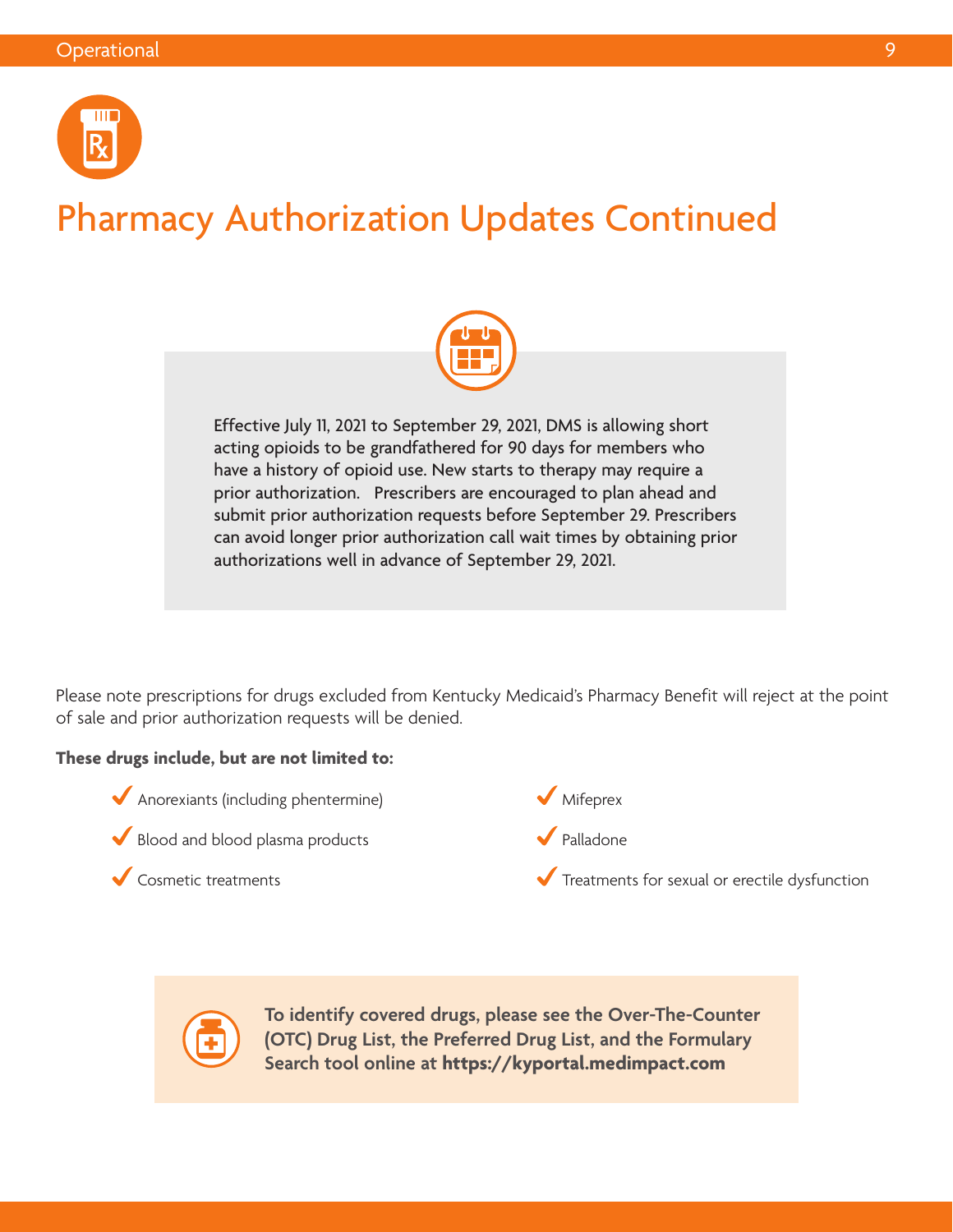# Pharmacy Authorization Updates Continued

Effective July 11, 2021 to September 29, 2021, DMS is allowing short acting opioids to be grandfathered for 90 days for members who have a history of opioid use. New starts to therapy may require a prior authorization. Prescribers are encouraged to plan ahead and submit prior authorization requests before September 29. Prescribers can avoid longer prior authorization call wait times by obtaining prior authorizations well in advance of September 29, 2021.

Please note prescriptions for drugs excluded from Kentucky Medicaid's Pharmacy Benefit will reject at the point of sale and prior authorization requests will be denied.

**These drugs include, but are not limited to:**

- Anorexiants (including phentermine)
- Blood and blood plasma products
- Cosmetic treatments
- Mifeprex
- Palladone
- Treatments for sexual or erectile dysfunction

**To identify covered drugs, please see the Over-The-Counter (OTC) Drug List, the Preferred Drug List, and the Formulary Search tool online at https://kyportal.medimpact.com**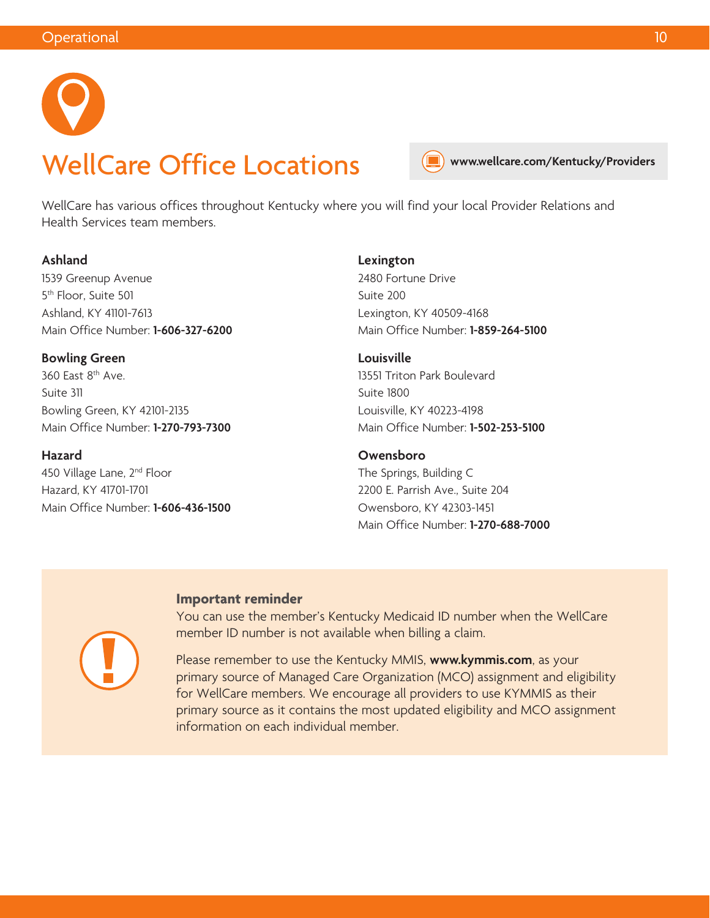# WellCare Office Locations

**www.wellcare.com/Kentucky/Providers**

WellCare has various offices throughout Kentucky where you will find your local Provider Relations and Health Services team members.

**Ashland**
1539 Greenup Avenue
5th Floor, Suite 501
Ashland, KY 41101-7613
Main Office Number: **1-606-327-6200**

**Bowling Green**
360 East 8th Ave.
Suite 311
Bowling Green, KY 42101-2135
Main Office Number: **1-270-793-7300**

**Hazard**
450 Village Lane, 2nd Floor
Hazard, KY 41701-1701
Main Office Number: **1-606-436-1500**

**Lexington**
2480 Fortune Drive
Suite 200
Lexington, KY 40509-4168
Main Office Number: **1-859-264-5100**

**Louisville**
13551 Triton Park Boulevard
Suite 1800
Louisville, KY 40223-4198
Main Office Number: **1-502-253-5100**

**Owensboro**
The Springs, Building C
2200 E. Parrish Ave., Suite 204
Owensboro, KY 42303-1451
Main Office Number: **1-270-688-7000**

**Important reminder**
You can use the member's Kentucky Medicaid ID number when the WellCare member ID number is not available when billing a claim.

Please remember to use the Kentucky MMIS, **www.kymmis.com**, as your primary source of Managed Care Organization (MCO) assignment and eligibility for WellCare members. We encourage all providers to use KYMMIS as their primary source as it contains the most updated eligibility and MCO assignment information on each individual member.